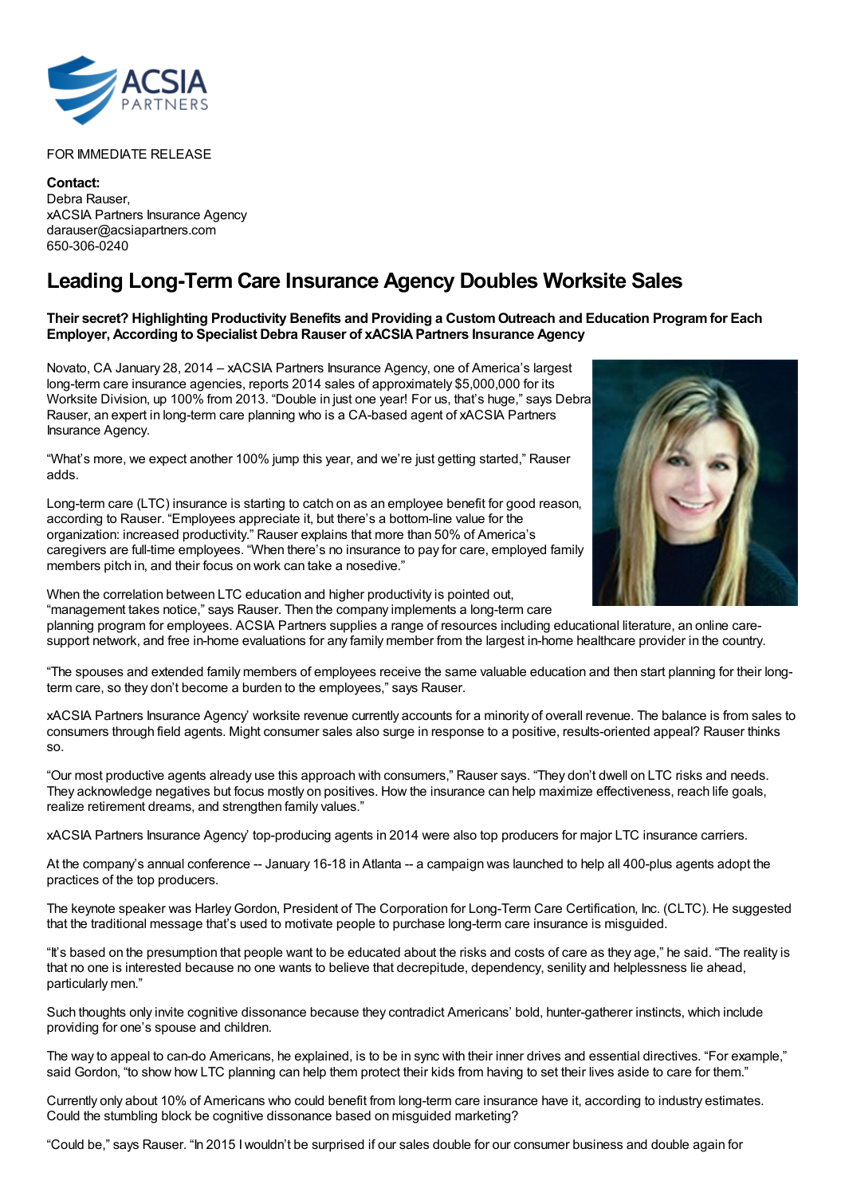FOR IMMEDIATE RELEASE

**Contact:**
Debra Rauser,
xACSIA Partners Insurance Agency
darauser@acsiapartners.com
650-306-0240

# Leading Long-Term Care Insurance Agency Doubles Worksite Sales

**Their secret? Highlighting Productivity Benefits and Providing a Custom Outreach and Education Program for Each Employer, According to Specialist Debra Rauser of xACSIA Partners Insurance Agency**

Novato, CA January 28, 2014 – xACSIA Partners Insurance Agency, one of America's largest long-term care insurance agencies, reports 2014 sales of approximately $5,000,000 for its Worksite Division, up 100% from 2013. "Double in just one year! For us, that's huge," says Debra Rauser, an expert in long-term care planning who is a CA-based agent of xACSIA Partners Insurance Agency.

"What's more, we expect another 100% jump this year, and we're just getting started," Rauser adds.

Long-term care (LTC) insurance is starting to catch on as an employee benefit for good reason, according to Rauser. "Employees appreciate it, but there's a bottom-line value for the organization: increased productivity." Rauser explains that more than 50% of America's caregivers are full-time employees. "When there's no insurance to pay for care, employed family members pitch in, and their focus on work can take a nosedive."

When the correlation between LTC education and higher productivity is pointed out, "management takes notice," says Rauser. Then the company implements a long-term care planning program for employees. ACSIA Partners supplies a range of resources including educational literature, an online care-support network, and free in-home evaluations for any family member from the largest in-home healthcare provider in the country.

"The spouses and extended family members of employees receive the same valuable education and then start planning for their long-term care, so they don't become a burden to the employees," says Rauser.

xACSIA Partners Insurance Agency' worksite revenue currently accounts for a minority of overall revenue. The balance is from sales to consumers through field agents. Might consumer sales also surge in response to a positive, results-oriented appeal? Rauser thinks so.

"Our most productive agents already use this approach with consumers," Rauser says. "They don't dwell on LTC risks and needs. They acknowledge negatives but focus mostly on positives. How the insurance can help maximize effectiveness, reach life goals, realize retirement dreams, and strengthen family values."

xACSIA Partners Insurance Agency' top-producing agents in 2014 were also top producers for major LTC insurance carriers.

At the company's annual conference -- January 16-18 in Atlanta -- a campaign was launched to help all 400-plus agents adopt the practices of the top producers.

The keynote speaker was Harley Gordon, President of The Corporation for Long-Term Care Certification, Inc. (CLTC). He suggested that the traditional message that's used to motivate people to purchase long-term care insurance is misguided.

"It's based on the presumption that people want to be educated about the risks and costs of care as they age," he said. "The reality is that no one is interested because no one wants to believe that decrepitude, dependency, senility and helplessness lie ahead, particularly men."

Such thoughts only invite cognitive dissonance because they contradict Americans' bold, hunter-gatherer instincts, which include providing for one's spouse and children.

The way to appeal to can-do Americans, he explained, is to be in sync with their inner drives and essential directives. "For example," said Gordon, "to show how LTC planning can help them protect their kids from having to set their lives aside to care for them."

Currently only about 10% of Americans who could benefit from long-term care insurance have it, according to industry estimates. Could the stumbling block be cognitive dissonance based on misguided marketing?

"Could be," says Rauser. "In 2015 I wouldn't be surprised if our sales double for our consumer business and double again for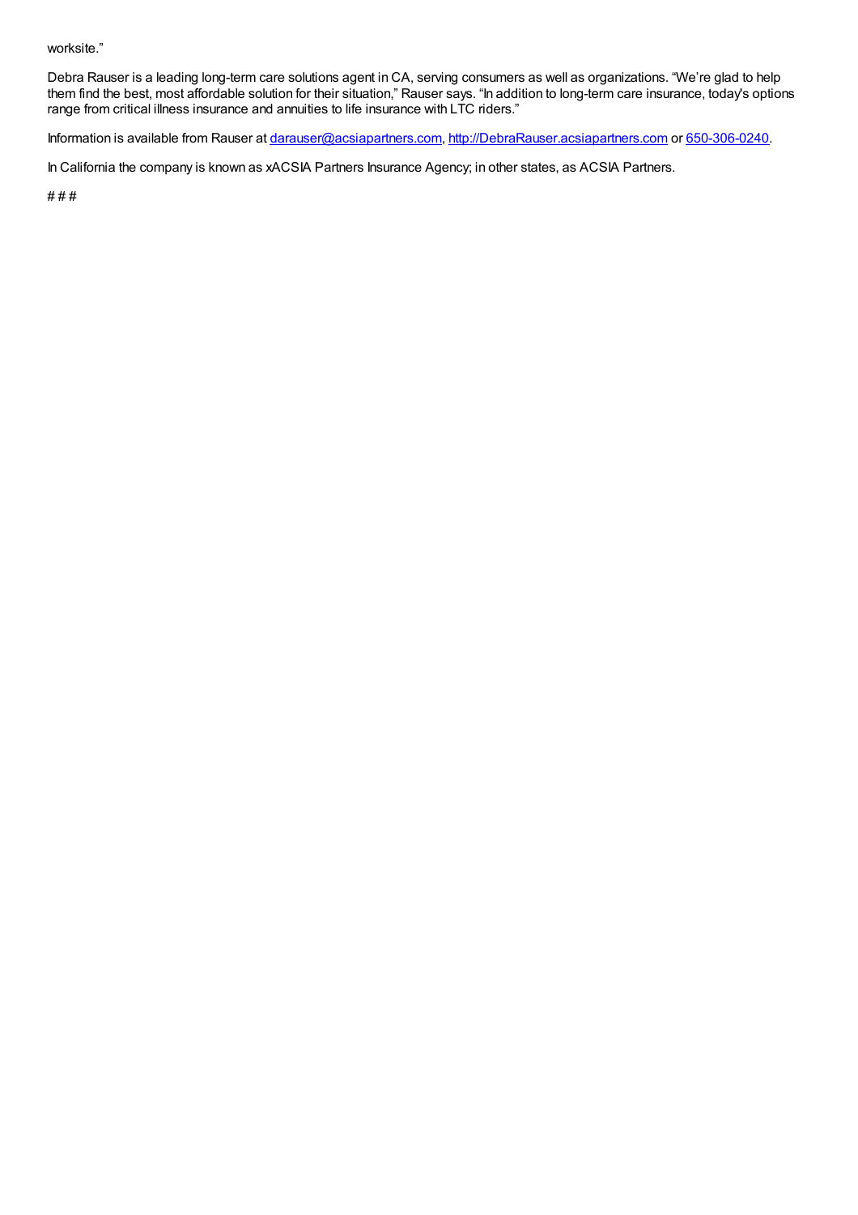worksite."

Debra Rauser is a leading long-term care solutions agent in CA, serving consumers as well as organizations. "We're glad to help them find the best, most affordable solution for their situation," Rauser says. "In addition to long-term care insurance, today's options range from critical illness insurance and annuities to life insurance with LTC riders."

Information is available from Rauser at darauser@acsiapartners.com, http://DebraRauser.acsiapartners.com or 650-306-0240.

In California the company is known as xACSIA Partners Insurance Agency; in other states, as ACSIA Partners.

# # #